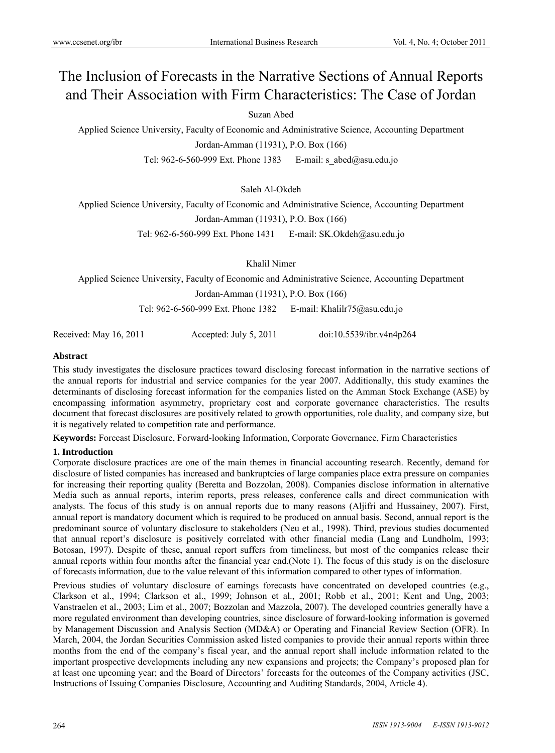# The Inclusion of Forecasts in the Narrative Sections of Annual Reports and Their Association with Firm Characteristics: The Case of Jordan

Suzan Abed

Applied Science University, Faculty of Economic and Administrative Science, Accounting Department

Jordan-Amman (11931), P.O. Box (166)

Tel: 962-6-560-999 Ext. Phone 1383 E-mail: s_abed@asu.edu.jo

Saleh Al-Okdeh

Applied Science University, Faculty of Economic and Administrative Science, Accounting Department

Jordan-Amman (11931), P.O. Box (166)

Tel: 962-6-560-999 Ext. Phone 1431 E-mail: SK.Okdeh@asu.edu.jo

Khalil Nimer

Applied Science University, Faculty of Economic and Administrative Science, Accounting Department

Jordan-Amman (11931), P.O. Box (166)

Tel: 962-6-560-999 Ext. Phone 1382 E-mail: Khalilr75@asu.edu.jo

Received: May 16, 2011 Accepted: July 5, 2011 doi:10.5539/ibr.v4n4p264

**Abstract**

This study investigates the disclosure practices toward disclosing forecast information in the narrative sections of the annual reports for industrial and service companies for the year 2007. Additionally, this study examines the determinants of disclosing forecast information for the companies listed on the Amman Stock Exchange (ASE) by encompassing information asymmetry, proprietary cost and corporate governance characteristics. The results document that forecast disclosures are positively related to growth opportunities, role duality, and company size, but it is negatively related to competition rate and performance.

**Keywords:** Forecast Disclosure, Forward-looking Information, Corporate Governance, Firm Characteristics

## 1. Introduction

Corporate disclosure practices are one of the main themes in financial accounting research. Recently, demand for disclosure of listed companies has increased and bankruptcies of large companies place extra pressure on companies for increasing their reporting quality (Beretta and Bozzolan, 2008). Companies disclose information in alternative Media such as annual reports, interim reports, press releases, conference calls and direct communication with analysts. The focus of this study is on annual reports due to many reasons (Aljifri and Hussainey, 2007). First, annual report is mandatory document which is required to be produced on annual basis. Second, annual report is the predominant source of voluntary disclosure to stakeholders (Neu et al., 1998). Third, previous studies documented that annual report's disclosure is positively correlated with other financial media (Lang and Lundholm, 1993; Botosan, 1997). Despite of these, annual report suffers from timeliness, but most of the companies release their annual reports within four months after the financial year end.(Note 1). The focus of this study is on the disclosure of forecasts information, due to the value relevant of this information compared to other types of information.

Previous studies of voluntary disclosure of earnings forecasts have concentrated on developed countries (e.g., Clarkson et al., 1994; Clarkson et al., 1999; Johnson et al., 2001; Robb et al., 2001; Kent and Ung, 2003; Vanstraelen et al., 2003; Lim et al., 2007; Bozzolan and Mazzola, 2007). The developed countries generally have a more regulated environment than developing countries, since disclosure of forward-looking information is governed by Management Discussion and Analysis Section (MD&A) or Operating and Financial Review Section (OFR). In March, 2004, the Jordan Securities Commission asked listed companies to provide their annual reports within three months from the end of the company's fiscal year, and the annual report shall include information related to the important prospective developments including any new expansions and projects; the Company's proposed plan for at least one upcoming year; and the Board of Directors' forecasts for the outcomes of the Company activities (JSC, Instructions of Issuing Companies Disclosure, Accounting and Auditing Standards, 2004, Article 4).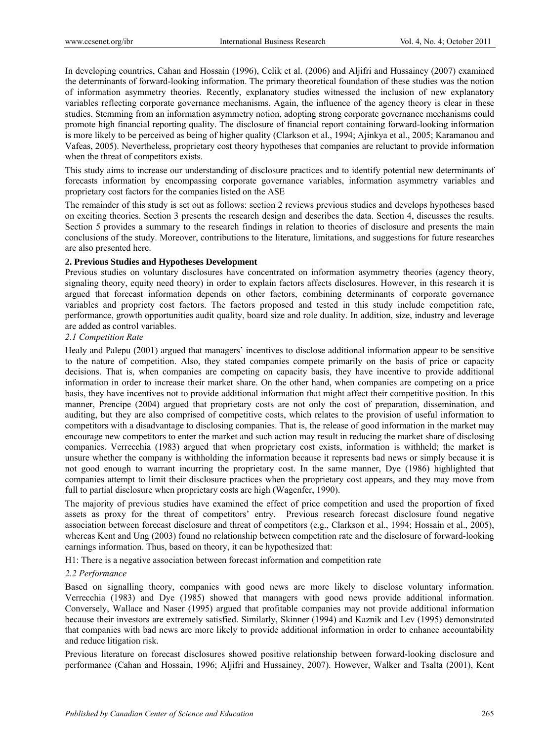In developing countries, Cahan and Hossain (1996), Celik et al. (2006) and Aljifri and Hussainey (2007) examined the determinants of forward-looking information. The primary theoretical foundation of these studies was the notion of information asymmetry theories. Recently, explanatory studies witnessed the inclusion of new explanatory variables reflecting corporate governance mechanisms. Again, the influence of the agency theory is clear in these studies. Stemming from an information asymmetry notion, adopting strong corporate governance mechanisms could promote high financial reporting quality. The disclosure of financial report containing forward-looking information is more likely to be perceived as being of higher quality (Clarkson et al., 1994; Ajinkya et al., 2005; Karamanou and Vafeas, 2005). Nevertheless, proprietary cost theory hypotheses that companies are reluctant to provide information when the threat of competitors exists.

This study aims to increase our understanding of disclosure practices and to identify potential new determinants of forecasts information by encompassing corporate governance variables, information asymmetry variables and proprietary cost factors for the companies listed on the ASE

The remainder of this study is set out as follows: section 2 reviews previous studies and develops hypotheses based on exciting theories. Section 3 presents the research design and describes the data. Section 4, discusses the results. Section 5 provides a summary to the research findings in relation to theories of disclosure and presents the main conclusions of the study. Moreover, contributions to the literature, limitations, and suggestions for future researches are also presented here.

## 2. Previous Studies and Hypotheses Development

Previous studies on voluntary disclosures have concentrated on information asymmetry theories (agency theory, signaling theory, equity need theory) in order to explain factors affects disclosures. However, in this research it is argued that forecast information depends on other factors, combining determinants of corporate governance variables and propriety cost factors. The factors proposed and tested in this study include competition rate, performance, growth opportunities audit quality, board size and role duality. In addition, size, industry and leverage are added as control variables.

### *2.1 Competition Rate*

Healy and Palepu (2001) argued that managers' incentives to disclose additional information appear to be sensitive to the nature of competition. Also, they stated companies compete primarily on the basis of price or capacity decisions. That is, when companies are competing on capacity basis, they have incentive to provide additional information in order to increase their market share. On the other hand, when companies are competing on a price basis, they have incentives not to provide additional information that might affect their competitive position. In this manner, Prencipe (2004) argued that proprietary costs are not only the cost of preparation, dissemination, and auditing, but they are also comprised of competitive costs, which relates to the provision of useful information to competitors with a disadvantage to disclosing companies. That is, the release of good information in the market may encourage new competitors to enter the market and such action may result in reducing the market share of disclosing companies. Verrecchia (1983) argued that when proprietary cost exists, information is withheld; the market is unsure whether the company is withholding the information because it represents bad news or simply because it is not good enough to warrant incurring the proprietary cost. In the same manner, Dye (1986) highlighted that companies attempt to limit their disclosure practices when the proprietary cost appears, and they may move from full to partial disclosure when proprietary costs are high (Wagenfer, 1990).

The majority of previous studies have examined the effect of price competition and used the proportion of fixed assets as proxy for the threat of competitors' entry. Previous research forecast disclosure found negative association between forecast disclosure and threat of competitors (e.g., Clarkson et al., 1994; Hossain et al., 2005), whereas Kent and Ung (2003) found no relationship between competition rate and the disclosure of forward-looking earnings information. Thus, based on theory, it can be hypothesized that:

H1: There is a negative association between forecast information and competition rate

### *2.2 Performance*

Based on signalling theory, companies with good news are more likely to disclose voluntary information. Verrecchia (1983) and Dye (1985) showed that managers with good news provide additional information. Conversely, Wallace and Naser (1995) argued that profitable companies may not provide additional information because their investors are extremely satisfied. Similarly, Skinner (1994) and Kaznik and Lev (1995) demonstrated that companies with bad news are more likely to provide additional information in order to enhance accountability and reduce litigation risk.

Previous literature on forecast disclosures showed positive relationship between forward-looking disclosure and performance (Cahan and Hossain, 1996; Aljifri and Hussainey, 2007). However, Walker and Tsalta (2001), Kent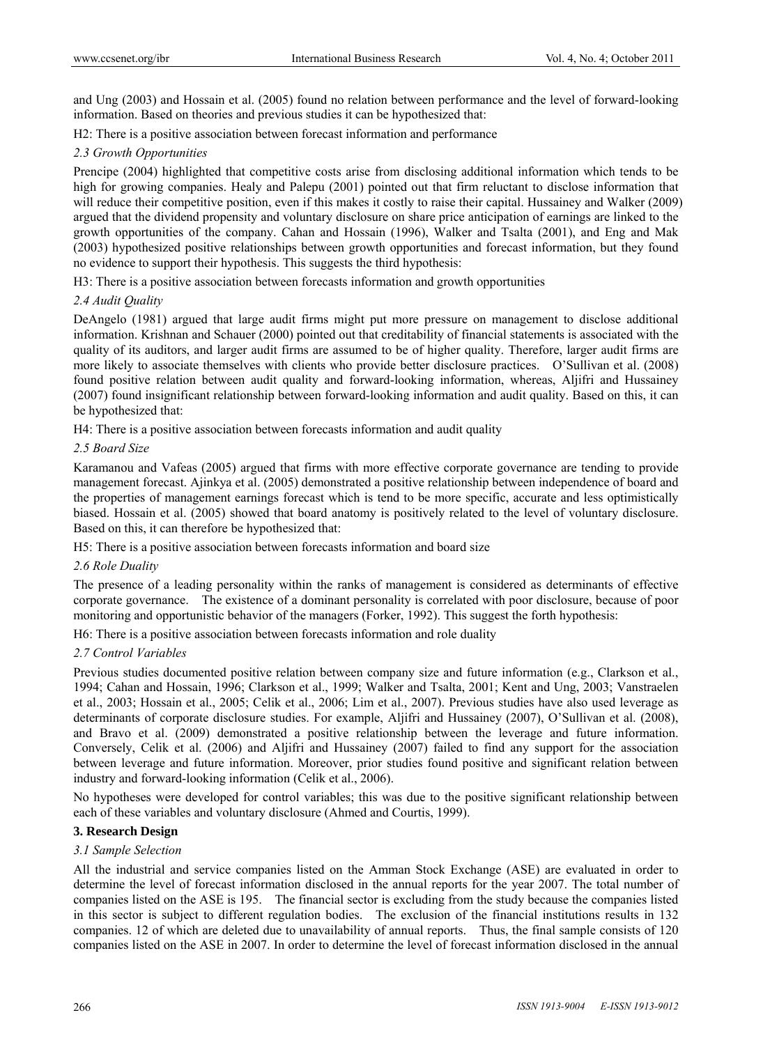and Ung (2003) and Hossain et al. (2005) found no relation between performance and the level of forward-looking information. Based on theories and previous studies it can be hypothesized that:

H2: There is a positive association between forecast information and performance

### *2.3 Growth Opportunities*

Prencipe (2004) highlighted that competitive costs arise from disclosing additional information which tends to be high for growing companies. Healy and Palepu (2001) pointed out that firm reluctant to disclose information that will reduce their competitive position, even if this makes it costly to raise their capital. Hussainey and Walker (2009) argued that the dividend propensity and voluntary disclosure on share price anticipation of earnings are linked to the growth opportunities of the company. Cahan and Hossain (1996), Walker and Tsalta (2001), and Eng and Mak (2003) hypothesized positive relationships between growth opportunities and forecast information, but they found no evidence to support their hypothesis. This suggests the third hypothesis:

H3: There is a positive association between forecasts information and growth opportunities

### *2.4 Audit Quality*

DeAngelo (1981) argued that large audit firms might put more pressure on management to disclose additional information. Krishnan and Schauer (2000) pointed out that creditability of financial statements is associated with the quality of its auditors, and larger audit firms are assumed to be of higher quality. Therefore, larger audit firms are more likely to associate themselves with clients who provide better disclosure practices. O'Sullivan et al. (2008) found positive relation between audit quality and forward-looking information, whereas, Aljifri and Hussainey (2007) found insignificant relationship between forward-looking information and audit quality. Based on this, it can be hypothesized that:

H4: There is a positive association between forecasts information and audit quality

### *2.5 Board Size*

Karamanou and Vafeas (2005) argued that firms with more effective corporate governance are tending to provide management forecast. Ajinkya et al. (2005) demonstrated a positive relationship between independence of board and the properties of management earnings forecast which is tend to be more specific, accurate and less optimistically biased. Hossain et al. (2005) showed that board anatomy is positively related to the level of voluntary disclosure. Based on this, it can therefore be hypothesized that:

H5: There is a positive association between forecasts information and board size

### *2.6 Role Duality*

The presence of a leading personality within the ranks of management is considered as determinants of effective corporate governance. The existence of a dominant personality is correlated with poor disclosure, because of poor monitoring and opportunistic behavior of the managers (Forker, 1992). This suggest the forth hypothesis:

H6: There is a positive association between forecasts information and role duality

### *2.7 Control Variables*

Previous studies documented positive relation between company size and future information (e.g., Clarkson et al., 1994; Cahan and Hossain, 1996; Clarkson et al., 1999; Walker and Tsalta, 2001; Kent and Ung, 2003; Vanstraelen et al., 2003; Hossain et al., 2005; Celik et al., 2006; Lim et al., 2007). Previous studies have also used leverage as determinants of corporate disclosure studies. For example, Aljifri and Hussainey (2007), O'Sullivan et al. (2008), and Bravo et al. (2009) demonstrated a positive relationship between the leverage and future information. Conversely, Celik et al. (2006) and Aljifri and Hussainey (2007) failed to find any support for the association between leverage and future information. Moreover, prior studies found positive and significant relation between industry and forward-looking information (Celik et al., 2006).

No hypotheses were developed for control variables; this was due to the positive significant relationship between each of these variables and voluntary disclosure (Ahmed and Courtis, 1999).

## 3. Research Design

### *3.1 Sample Selection*

All the industrial and service companies listed on the Amman Stock Exchange (ASE) are evaluated in order to determine the level of forecast information disclosed in the annual reports for the year 2007. The total number of companies listed on the ASE is 195. The financial sector is excluding from the study because the companies listed in this sector is subject to different regulation bodies. The exclusion of the financial institutions results in 132 companies. 12 of which are deleted due to unavailability of annual reports. Thus, the final sample consists of 120 companies listed on the ASE in 2007. In order to determine the level of forecast information disclosed in the annual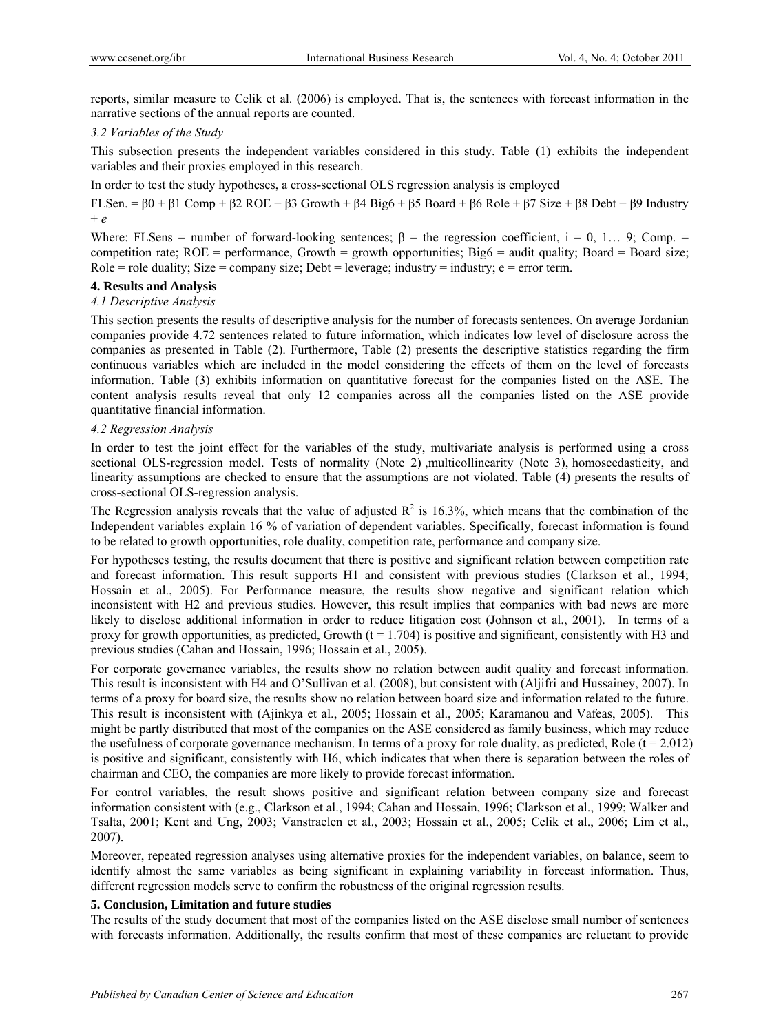reports, similar measure to Celik et al. (2006) is employed. That is, the sentences with forecast information in the narrative sections of the annual reports are counted.

### *3.2 Variables of the Study*

This subsection presents the independent variables considered in this study. Table (1) exhibits the independent variables and their proxies employed in this research.

In order to test the study hypotheses, a cross-sectional OLS regression analysis is employed

$$\text{FLSen.} = \beta 0 + \beta 1\ \text{Comp} + \beta 2\ \text{ROE} + \beta 3\ \text{Growth} + \beta 4\ \text{Big6} + \beta 5\ \text{Board} + \beta 6\ \text{Role} + \beta 7\ \text{Size} + \beta 8\ \text{Debt} + \beta 9\ \text{Industry} + e$$

Where: FLSens = number of forward-looking sentences; β = the regression coefficient, i = 0, 1… 9; Comp. = competition rate; ROE = performance, Growth = growth opportunities; Big6 = audit quality; Board = Board size; Role = role duality; Size = company size; Debt = leverage; industry = industry; e = error term.

## 4. Results and Analysis

### *4.1 Descriptive Analysis*

This section presents the results of descriptive analysis for the number of forecasts sentences. On average Jordanian companies provide 4.72 sentences related to future information, which indicates low level of disclosure across the companies as presented in Table (2). Furthermore, Table (2) presents the descriptive statistics regarding the firm continuous variables which are included in the model considering the effects of them on the level of forecasts information. Table (3) exhibits information on quantitative forecast for the companies listed on the ASE. The content analysis results reveal that only 12 companies across all the companies listed on the ASE provide quantitative financial information.

### *4.2 Regression Analysis*

In order to test the joint effect for the variables of the study, multivariate analysis is performed using a cross sectional OLS-regression model. Tests of normality (Note 2) ,multicollinearity (Note 3), homoscedasticity, and linearity assumptions are checked to ensure that the assumptions are not violated. Table (4) presents the results of cross-sectional OLS-regression analysis.

The Regression analysis reveals that the value of adjusted $R^2$ is 16.3%, which means that the combination of the Independent variables explain 16 % of variation of dependent variables. Specifically, forecast information is found to be related to growth opportunities, role duality, competition rate, performance and company size.

For hypotheses testing, the results document that there is positive and significant relation between competition rate and forecast information. This result supports H1 and consistent with previous studies (Clarkson et al., 1994; Hossain et al., 2005). For Performance measure, the results show negative and significant relation which inconsistent with H2 and previous studies. However, this result implies that companies with bad news are more likely to disclose additional information in order to reduce litigation cost (Johnson et al., 2001). In terms of a proxy for growth opportunities, as predicted, Growth ($t = 1.704$) is positive and significant, consistently with H3 and previous studies (Cahan and Hossain, 1996; Hossain et al., 2005).

For corporate governance variables, the results show no relation between audit quality and forecast information. This result is inconsistent with H4 and O'Sullivan et al. (2008), but consistent with (Aljifri and Hussainey, 2007). In terms of a proxy for board size, the results show no relation between board size and information related to the future. This result is inconsistent with (Ajinkya et al., 2005; Hossain et al., 2005; Karamanou and Vafeas, 2005). This might be partly distributed that most of the companies on the ASE considered as family business, which may reduce the usefulness of corporate governance mechanism. In terms of a proxy for role duality, as predicted, Role ($t = 2.012$) is positive and significant, consistently with H6, which indicates that when there is separation between the roles of chairman and CEO, the companies are more likely to provide forecast information.

For control variables, the result shows positive and significant relation between company size and forecast information consistent with (e.g., Clarkson et al., 1994; Cahan and Hossain, 1996; Clarkson et al., 1999; Walker and Tsalta, 2001; Kent and Ung, 2003; Vanstraelen et al., 2003; Hossain et al., 2005; Celik et al., 2006; Lim et al., 2007).

Moreover, repeated regression analyses using alternative proxies for the independent variables, on balance, seem to identify almost the same variables as being significant in explaining variability in forecast information. Thus, different regression models serve to confirm the robustness of the original regression results.

## 5. Conclusion, Limitation and future studies

The results of the study document that most of the companies listed on the ASE disclose small number of sentences with forecasts information. Additionally, the results confirm that most of these companies are reluctant to provide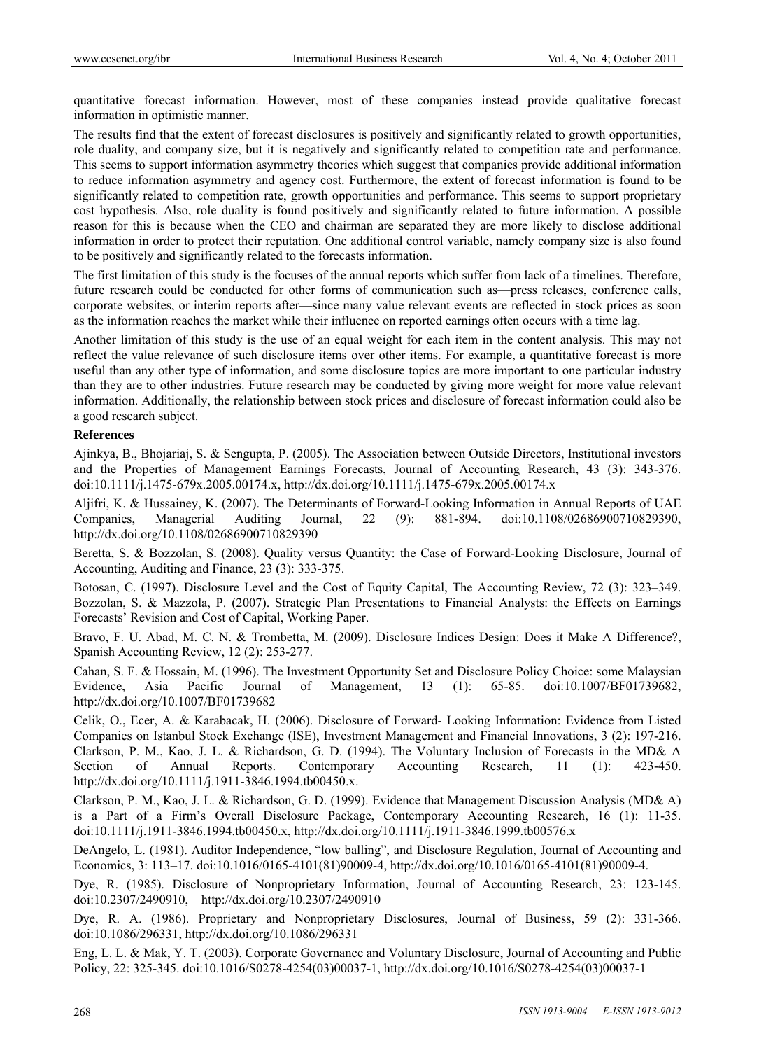quantitative forecast information. However, most of these companies instead provide qualitative forecast information in optimistic manner.

The results find that the extent of forecast disclosures is positively and significantly related to growth opportunities, role duality, and company size, but it is negatively and significantly related to competition rate and performance. This seems to support information asymmetry theories which suggest that companies provide additional information to reduce information asymmetry and agency cost. Furthermore, the extent of forecast information is found to be significantly related to competition rate, growth opportunities and performance. This seems to support proprietary cost hypothesis. Also, role duality is found positively and significantly related to future information. A possible reason for this is because when the CEO and chairman are separated they are more likely to disclose additional information in order to protect their reputation. One additional control variable, namely company size is also found to be positively and significantly related to the forecasts information.

The first limitation of this study is the focuses of the annual reports which suffer from lack of a timelines. Therefore, future research could be conducted for other forms of communication such as—press releases, conference calls, corporate websites, or interim reports after—since many value relevant events are reflected in stock prices as soon as the information reaches the market while their influence on reported earnings often occurs with a time lag.

Another limitation of this study is the use of an equal weight for each item in the content analysis. This may not reflect the value relevance of such disclosure items over other items. For example, a quantitative forecast is more useful than any other type of information, and some disclosure topics are more important to one particular industry than they are to other industries. Future research may be conducted by giving more weight for more value relevant information. Additionally, the relationship between stock prices and disclosure of forecast information could also be a good research subject.

**References**

Ajinkya, B., Bhojariaj, S. & Sengupta, P. (2005). The Association between Outside Directors, Institutional investors and the Properties of Management Earnings Forecasts, Journal of Accounting Research, 43 (3): 343-376. doi:10.1111/j.1475-679x.2005.00174.x, http://dx.doi.org/10.1111/j.1475-679x.2005.00174.x

Aljifri, K. & Hussainey, K. (2007). The Determinants of Forward-Looking Information in Annual Reports of UAE Companies, Managerial Auditing Journal, 22 (9): 881-894. doi:10.1108/02686900710829390, http://dx.doi.org/10.1108/02686900710829390

Beretta, S. & Bozzolan, S. (2008). Quality versus Quantity: the Case of Forward-Looking Disclosure, Journal of Accounting, Auditing and Finance, 23 (3): 333-375.

Botosan, C. (1997). Disclosure Level and the Cost of Equity Capital, The Accounting Review, 72 (3): 323–349. Bozzolan, S. & Mazzola, P. (2007). Strategic Plan Presentations to Financial Analysts: the Effects on Earnings Forecasts' Revision and Cost of Capital, Working Paper.

Bravo, F. U. Abad, M. C. N. & Trombetta, M. (2009). Disclosure Indices Design: Does it Make A Difference?, Spanish Accounting Review, 12 (2): 253-277.

Cahan, S. F. & Hossain, M. (1996). The Investment Opportunity Set and Disclosure Policy Choice: some Malaysian Evidence, Asia Pacific Journal of Management, 13 (1): 65-85. doi:10.1007/BF01739682, http://dx.doi.org/10.1007/BF01739682

Celik, O., Ecer, A. & Karabacak, H. (2006). Disclosure of Forward- Looking Information: Evidence from Listed Companies on Istanbul Stock Exchange (ISE), Investment Management and Financial Innovations, 3 (2): 197-216. Clarkson, P. M., Kao, J. L. & Richardson, G. D. (1994). The Voluntary Inclusion of Forecasts in the MD& A Section of Annual Reports. Contemporary Accounting Research, 11 (1): 423-450. http://dx.doi.org/10.1111/j.1911-3846.1994.tb00450.x.

Clarkson, P. M., Kao, J. L. & Richardson, G. D. (1999). Evidence that Management Discussion Analysis (MD& A) is a Part of a Firm's Overall Disclosure Package, Contemporary Accounting Research, 16 (1): 11-35. doi:10.1111/j.1911-3846.1994.tb00450.x, http://dx.doi.org/10.1111/j.1911-3846.1999.tb00576.x

DeAngelo, L. (1981). Auditor Independence, "low balling", and Disclosure Regulation, Journal of Accounting and Economics, 3: 113–17. doi:10.1016/0165-4101(81)90009-4, http://dx.doi.org/10.1016/0165-4101(81)90009-4.

Dye, R. (1985). Disclosure of Nonproprietary Information, Journal of Accounting Research, 23: 123-145. doi:10.2307/2490910, http://dx.doi.org/10.2307/2490910

Dye, R. A. (1986). Proprietary and Nonproprietary Disclosures, Journal of Business, 59 (2): 331-366. doi:10.1086/296331, http://dx.doi.org/10.1086/296331

Eng, L. L. & Mak, Y. T. (2003). Corporate Governance and Voluntary Disclosure, Journal of Accounting and Public Policy, 22: 325-345. doi:10.1016/S0278-4254(03)00037-1, http://dx.doi.org/10.1016/S0278-4254(03)00037-1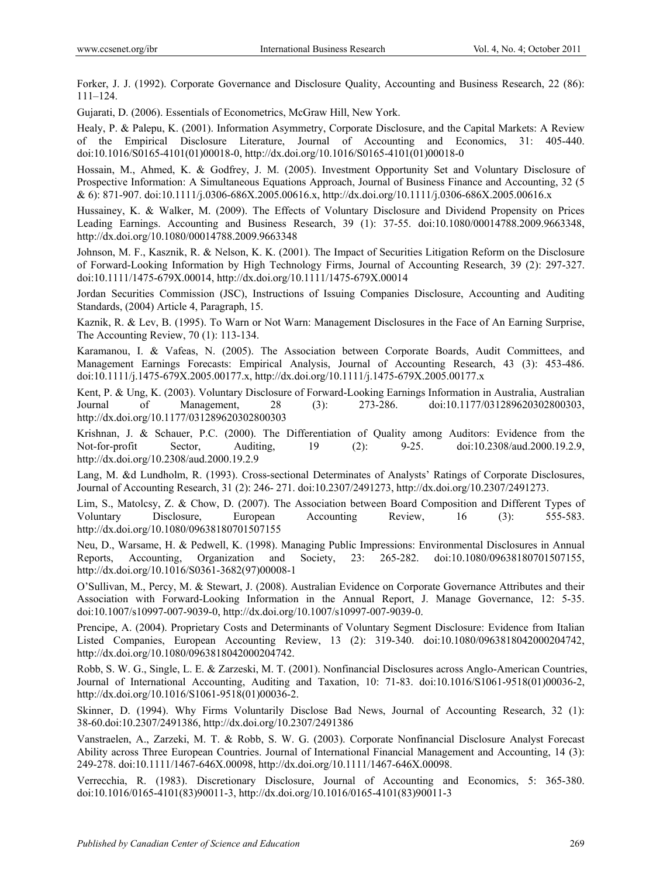Forker, J. J. (1992). Corporate Governance and Disclosure Quality, Accounting and Business Research, 22 (86): 111–124.

Gujarati, D. (2006). Essentials of Econometrics, McGraw Hill, New York.

Healy, P. & Palepu, K. (2001). Information Asymmetry, Corporate Disclosure, and the Capital Markets: A Review of the Empirical Disclosure Literature, Journal of Accounting and Economics, 31: 405-440. doi:10.1016/S0165-4101(01)00018-0, http://dx.doi.org/10.1016/S0165-4101(01)00018-0

Hossain, M., Ahmed, K. & Godfrey, J. M. (2005). Investment Opportunity Set and Voluntary Disclosure of Prospective Information: A Simultaneous Equations Approach, Journal of Business Finance and Accounting, 32 (5 & 6): 871-907. doi:10.1111/j.0306-686X.2005.00616.x, http://dx.doi.org/10.1111/j.0306-686X.2005.00616.x

Hussainey, K. & Walker, M. (2009). The Effects of Voluntary Disclosure and Dividend Propensity on Prices Leading Earnings. Accounting and Business Research, 39 (1): 37-55. doi:10.1080/00014788.2009.9663348, http://dx.doi.org/10.1080/00014788.2009.9663348

Johnson, M. F., Kasznik, R. & Nelson, K. K. (2001). The Impact of Securities Litigation Reform on the Disclosure of Forward-Looking Information by High Technology Firms, Journal of Accounting Research, 39 (2): 297-327. doi:10.1111/1475-679X.00014, http://dx.doi.org/10.1111/1475-679X.00014

Jordan Securities Commission (JSC), Instructions of Issuing Companies Disclosure, Accounting and Auditing Standards, (2004) Article 4, Paragraph, 15.

Kaznik, R. & Lev, B. (1995). To Warn or Not Warn: Management Disclosures in the Face of An Earning Surprise, The Accounting Review, 70 (1): 113-134.

Karamanou, I. & Vafeas, N. (2005). The Association between Corporate Boards, Audit Committees, and Management Earnings Forecasts: Empirical Analysis, Journal of Accounting Research, 43 (3): 453-486. doi:10.1111/j.1475-679X.2005.00177.x, http://dx.doi.org/10.1111/j.1475-679X.2005.00177.x

Kent, P. & Ung, K. (2003). Voluntary Disclosure of Forward-Looking Earnings Information in Australia, Australian Journal of Management, 28 (3): 273-286. doi:10.1177/031289620302800303, http://dx.doi.org/10.1177/031289620302800303

Krishnan, J. & Schauer, P.C. (2000). The Differentiation of Quality among Auditors: Evidence from the Not-for-profit Sector, Auditing, 19 (2): 9-25. doi:10.2308/aud.2000.19.2.9, http://dx.doi.org/10.2308/aud.2000.19.2.9

Lang, M. &d Lundholm, R. (1993). Cross-sectional Determinates of Analysts' Ratings of Corporate Disclosures, Journal of Accounting Research, 31 (2): 246- 271. doi:10.2307/2491273, http://dx.doi.org/10.2307/2491273.

Lim, S., Matolcsy, Z. & Chow, D. (2007). The Association between Board Composition and Different Types of Voluntary Disclosure, European Accounting Review, 16 (3): 555-583. http://dx.doi.org/10.1080/09638180701507155

Neu, D., Warsame, H. & Pedwell, K. (1998). Managing Public Impressions: Environmental Disclosures in Annual Reports, Accounting, Organization and Society, 23: 265-282. doi:10.1080/09638180701507155, http://dx.doi.org/10.1016/S0361-3682(97)00008-1

O'Sullivan, M., Percy, M. & Stewart, J. (2008). Australian Evidence on Corporate Governance Attributes and their Association with Forward-Looking Information in the Annual Report, J. Manage Governance, 12: 5-35. doi:10.1007/s10997-007-9039-0, http://dx.doi.org/10.1007/s10997-007-9039-0.

Prencipe, A. (2004). Proprietary Costs and Determinants of Voluntary Segment Disclosure: Evidence from Italian Listed Companies, European Accounting Review, 13 (2): 319-340. doi:10.1080/0963818042000204742, http://dx.doi.org/10.1080/0963818042000204742.

Robb, S. W. G., Single, L. E. & Zarzeski, M. T. (2001). Nonfinancial Disclosures across Anglo-American Countries, Journal of International Accounting, Auditing and Taxation, 10: 71-83. doi:10.1016/S1061-9518(01)00036-2, http://dx.doi.org/10.1016/S1061-9518(01)00036-2.

Skinner, D. (1994). Why Firms Voluntarily Disclose Bad News, Journal of Accounting Research, 32 (1): 38-60.doi:10.2307/2491386, http://dx.doi.org/10.2307/2491386

Vanstraelen, A., Zarzeki, M. T. & Robb, S. W. G. (2003). Corporate Nonfinancial Disclosure Analyst Forecast Ability across Three European Countries. Journal of International Financial Management and Accounting, 14 (3): 249-278. doi:10.1111/1467-646X.00098, http://dx.doi.org/10.1111/1467-646X.00098.

Verrecchia, R. (1983). Discretionary Disclosure, Journal of Accounting and Economics, 5: 365-380. doi:10.1016/0165-4101(83)90011-3, http://dx.doi.org/10.1016/0165-4101(83)90011-3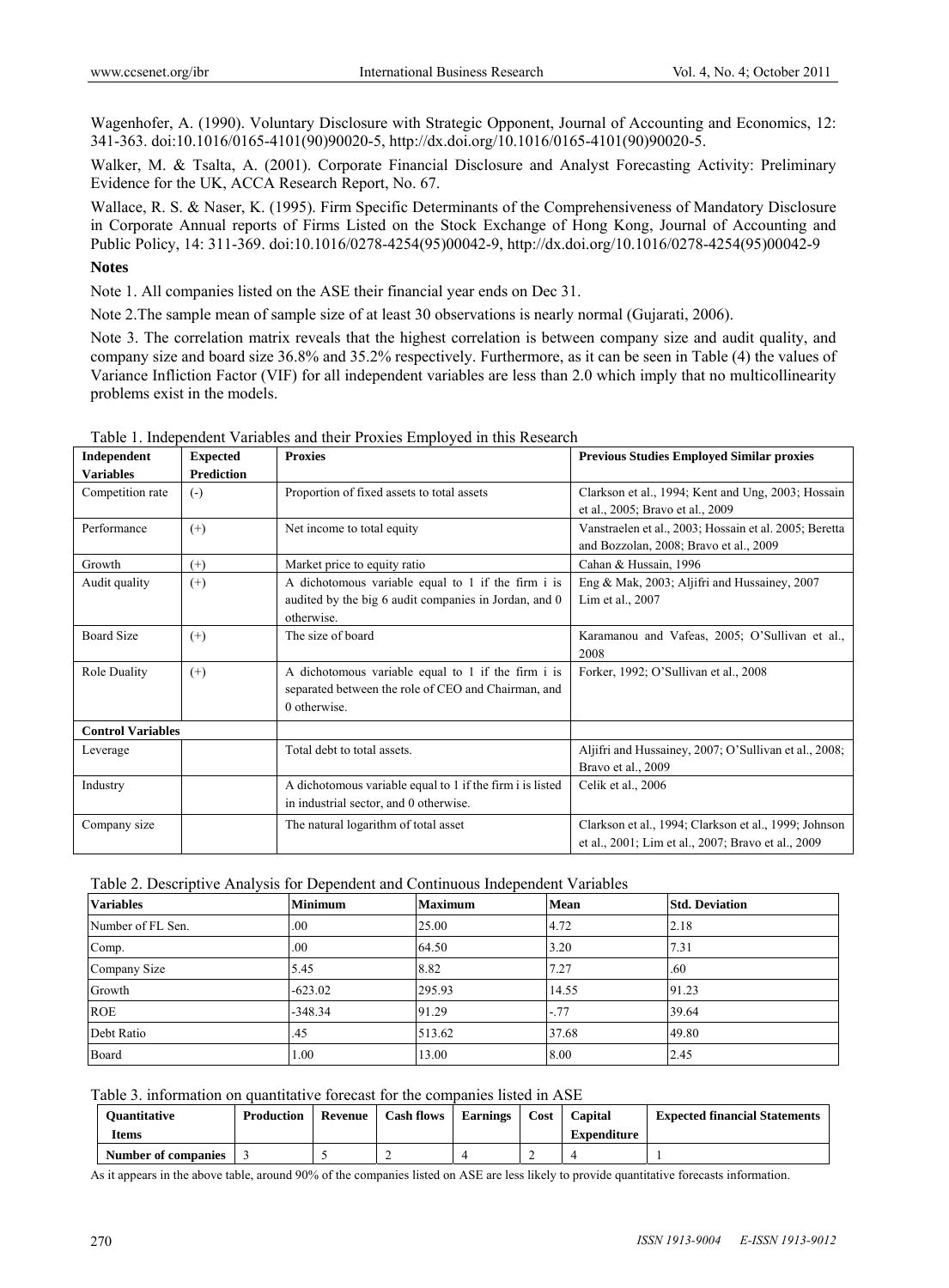Wagenhofer, A. (1990). Voluntary Disclosure with Strategic Opponent, Journal of Accounting and Economics, 12: 341-363. doi:10.1016/0165-4101(90)90020-5, http://dx.doi.org/10.1016/0165-4101(90)90020-5.

Walker, M. & Tsalta, A. (2001). Corporate Financial Disclosure and Analyst Forecasting Activity: Preliminary Evidence for the UK, ACCA Research Report, No. 67.

Wallace, R. S. & Naser, K. (1995). Firm Specific Determinants of the Comprehensiveness of Mandatory Disclosure in Corporate Annual reports of Firms Listed on the Stock Exchange of Hong Kong, Journal of Accounting and Public Policy, 14: 311-369. doi:10.1016/0278-4254(95)00042-9, http://dx.doi.org/10.1016/0278-4254(95)00042-9

## Notes

Note 1. All companies listed on the ASE their financial year ends on Dec 31.

Note 2.The sample mean of sample size of at least 30 observations is nearly normal (Gujarati, 2006).

Note 3. The correlation matrix reveals that the highest correlation is between company size and audit quality, and company size and board size 36.8% and 35.2% respectively. Furthermore, as it can be seen in Table (4) the values of Variance Infliction Factor (VIF) for all independent variables are less than 2.0 which imply that no multicollinearity problems exist in the models.

Table 1. Independent Variables and their Proxies Employed in this Research

| Independent Variables | Expected Prediction | Proxies | Previous Studies Employed Similar proxies |
|---|---|---|---|
| Competition rate | (-) | Proportion of fixed assets to total assets | Clarkson et al., 1994; Kent and Ung, 2003; Hossain et al., 2005; Bravo et al., 2009 |
| Performance | (+) | Net income to total equity | Vanstraelen et al., 2003; Hossain et al. 2005; Beretta and Bozzolan, 2008; Bravo et al., 2009 |
| Growth | (+) | Market price to equity ratio | Cahan & Hussain, 1996 |
| Audit quality | (+) | A dichotomous variable equal to 1 if the firm i is audited by the big 6 audit companies in Jordan, and 0 otherwise. | Eng & Mak, 2003; Aljifri and Hussainey, 2007 Lim et al., 2007 |
| Board Size | (+) | The size of board | Karamanou and Vafeas, 2005; O'Sullivan et al., 2008 |
| Role Duality | (+) | A dichotomous variable equal to 1 if the firm i is separated between the role of CEO and Chairman, and 0 otherwise. | Forker, 1992; O'Sullivan et al., 2008 |
| **Control Variables** | | | |
| Leverage | | Total debt to total assets. | Aljifri and Hussainey, 2007; O'Sullivan et al., 2008; Bravo et al., 2009 |
| Industry | | A dichotomous variable equal to 1 if the firm i is listed in industrial sector, and 0 otherwise. | Celik et al., 2006 |
| Company size | | The natural logarithm of total asset | Clarkson et al., 1994; Clarkson et al., 1999; Johnson et al., 2001; Lim et al., 2007; Bravo et al., 2009 |

Table 2. Descriptive Analysis for Dependent and Continuous Independent Variables

| Variables | Minimum | Maximum | Mean | Std. Deviation |
|---|---|---|---|---|
| Number of FL Sen. | .00 | 25.00 | 4.72 | 2.18 |
| Comp. | .00 | 64.50 | 3.20 | 7.31 |
| Company Size | 5.45 | 8.82 | 7.27 | .60 |
| Growth | -623.02 | 295.93 | 14.55 | 91.23 |
| ROE | -348.34 | 91.29 | -.77 | 39.64 |
| Debt Ratio | .45 | 513.62 | 37.68 | 49.80 |
| Board | 1.00 | 13.00 | 8.00 | 2.45 |

Table 3. information on quantitative forecast for the companies listed in ASE

| Quantitative Items | Production | Revenue | Cash flows | Earnings | Cost | Capital Expenditure | Expected financial Statements |
|---|---|---|---|---|---|---|---|
| Number of companies | 3 | 5 | 2 | 4 | 2 | 4 | 1 |

As it appears in the above table, around 90% of the companies listed on ASE are less likely to provide quantitative forecasts information.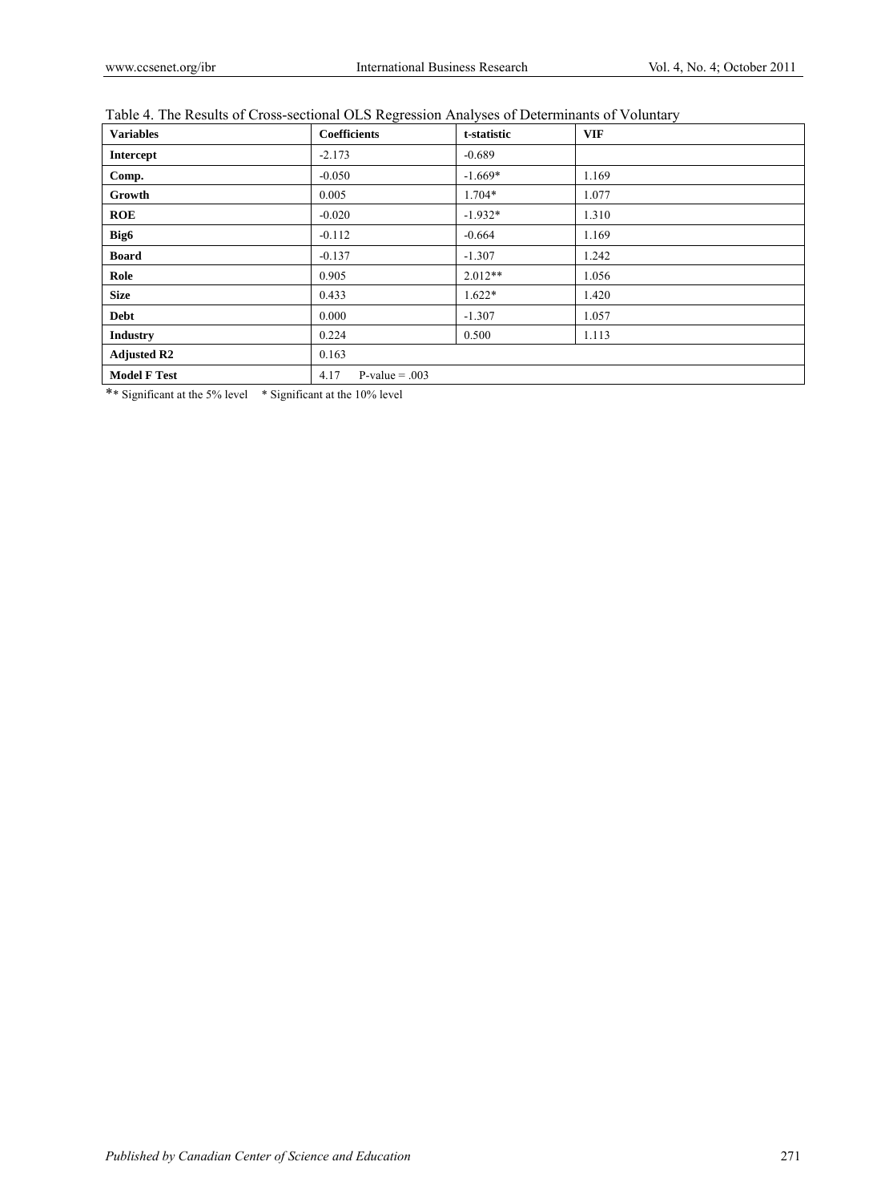Table 4. The Results of Cross-sectional OLS Regression Analyses of Determinants of Voluntary

| Variables | Coefficients | t-statistic | VIF |
|---|---|---|---|
| **Intercept** | -2.173 | -0.689 | |
| **Comp.** | -0.050 | -1.669* | 1.169 |
| **Growth** | 0.005 | 1.704* | 1.077 |
| **ROE** | -0.020 | -1.932* | 1.310 |
| **Big6** | -0.112 | -0.664 | 1.169 |
| **Board** | -0.137 | -1.307 | 1.242 |
| **Role** | 0.905 | 2.012** | 1.056 |
| **Size** | 0.433 | 1.622* | 1.420 |
| **Debt** | 0.000 | -1.307 | 1.057 |
| **Industry** | 0.224 | 0.500 | 1.113 |
| **Adjusted R2** | 0.163 | | |
| **Model F Test** | 4.17 P-value = .003 | | |

** Significant at the 5% level * Significant at the 10% level